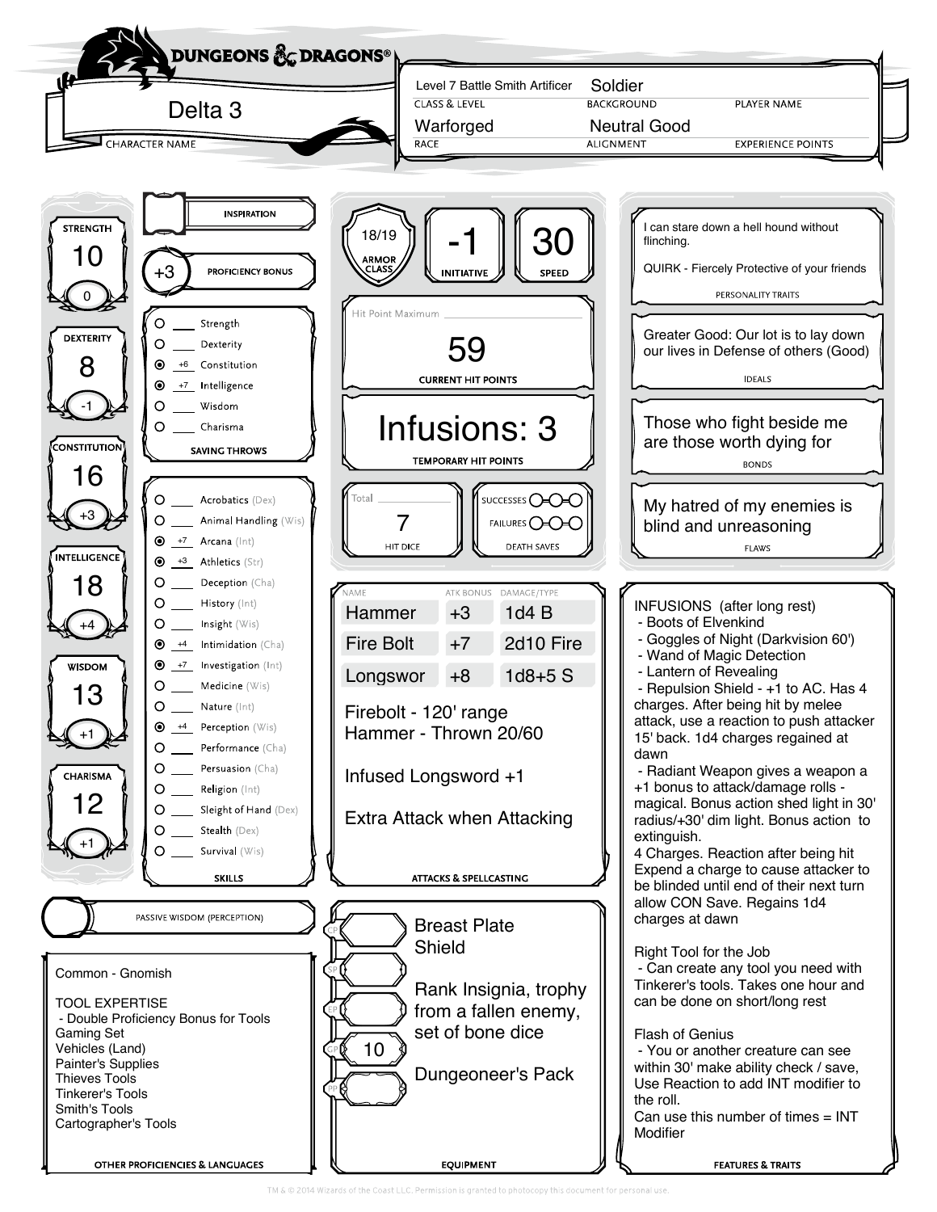# Delta 3

**CHARACTER NAME:** Delta 3

| CLASS & LEVEL | BACKGROUND | PLAYER NAME |
|---|---|---|
| Level 7 Battle Smith Artificer | Soldier | |

| RACE | ALIGNMENT | EXPERIENCE POINTS |
|---|---|---|
| Warforged | Neutral Good | |

## Ability Scores

| Ability | Score | Modifier |
|---|---|---|
| STRENGTH | 10 | 0 |
| DEXTERITY | 8 | -1 |
| CONSTITUTION | 16 | +3 |
| INTELLIGENCE | 18 | +4 |
| WISDOM | 13 | +1 |
| CHARISMA | 12 | +1 |

**INSPIRATION:**

**PROFICIENCY BONUS:** +3

## Saving Throws

- ○ ___ Strength
- ○ ___ Dexterity
- ● +6 Constitution
- ● +7 Intelligence
- ○ ___ Wisdom
- ○ ___ Charisma

## Skills

- ○ ___ Acrobatics (Dex)
- ○ ___ Animal Handling (Wis)
- ● +7 Arcana (Int)
- ● +3 Athletics (Str)
- ○ ___ Deception (Cha)
- ○ ___ History (Int)
- ○ ___ Insight (Wis)
- ● +4 Intimidation (Cha)
- ● +7 Investigation (Int)
- ○ ___ Medicine (Wis)
- ○ ___ Nature (Int)
- ● +4 Perception (Wis)
- ○ ___ Performance (Cha)
- ○ ___ Persuasion (Cha)
- ○ ___ Religion (Int)
- ○ ___ Sleight of Hand (Dex)
- ○ ___ Stealth (Dex)
- ○ ___ Survival (Wis)

**PASSIVE WISDOM (PERCEPTION):**

## Combat

| ARMOR CLASS | INITIATIVE | SPEED |
|---|---|---|
| 18/19 | -1 | 30 |

**Hit Point Maximum:**

**CURRENT HIT POINTS:** 59

**TEMPORARY HIT POINTS:** Infusions: 3

**HIT DICE:** 7 (Total: )

**DEATH SAVES:** Successes ○-○-○ / Failures ○-○-○

## Attacks & Spellcasting

| NAME | ATK BONUS | DAMAGE/TYPE |
|---|---|---|
| Hammer | +3 | 1d4 B |
| Fire Bolt | +7 | 2d10 Fire |
| Longswor | +8 | 1d8+5 S |

Firebolt - 120' range
Hammer - Thrown 20/60

Infused Longsword +1

Extra Attack when Attacking

## Other Proficiencies & Languages

Common - Gnomish

TOOL EXPERTISE
- Double Proficiency Bonus for Tools

Gaming Set
Vehicles (Land)
Painter's Supplies
Thieves Tools
Tinkerer's Tools
Smith's Tools
Cartographer's Tools

## Equipment

- CP:
- SP:
- EP:
- GP: 10
- PP:

Breast Plate
Shield

Rank Insignia, trophy from a fallen enemy, set of bone dice

Dungeoneer's Pack

## Personality Traits

I can stare down a hell hound without flinching.

QUIRK - Fiercely Protective of your friends

## Ideals

Greater Good: Our lot is to lay down our lives in Defense of others (Good)

## Bonds

Those who fight beside me are those worth dying for

## Flaws

My hatred of my enemies is blind and unreasoning

## Features & Traits

INFUSIONS (after long rest)
- Boots of Elvenkind
- Goggles of Night (Darkvision 60')
- Wand of Magic Detection
- Lantern of Revealing
- Repulsion Shield - +1 to AC. Has 4 charges. After being hit by melee attack, use a reaction to push attacker 15' back. 1d4 charges regained at dawn
- Radiant Weapon gives a weapon a +1 bonus to attack/damage rolls - magical. Bonus action shed light in 30' radius/+30' dim light. Bonus action to extinguish.

4 Charges. Reaction after being hit Expend a charge to cause attacker to be blinded until end of their next turn allow CON Save. Regains 1d4 charges at dawn

Right Tool for the Job
- Can create any tool you need with Tinkerer's tools. Takes one hour and can be done on short/long rest

Flash of Genius
- You or another creature can see within 30' make ability check / save, Use Reaction to add INT modifier to the roll.

Can use this number of times = INT Modifier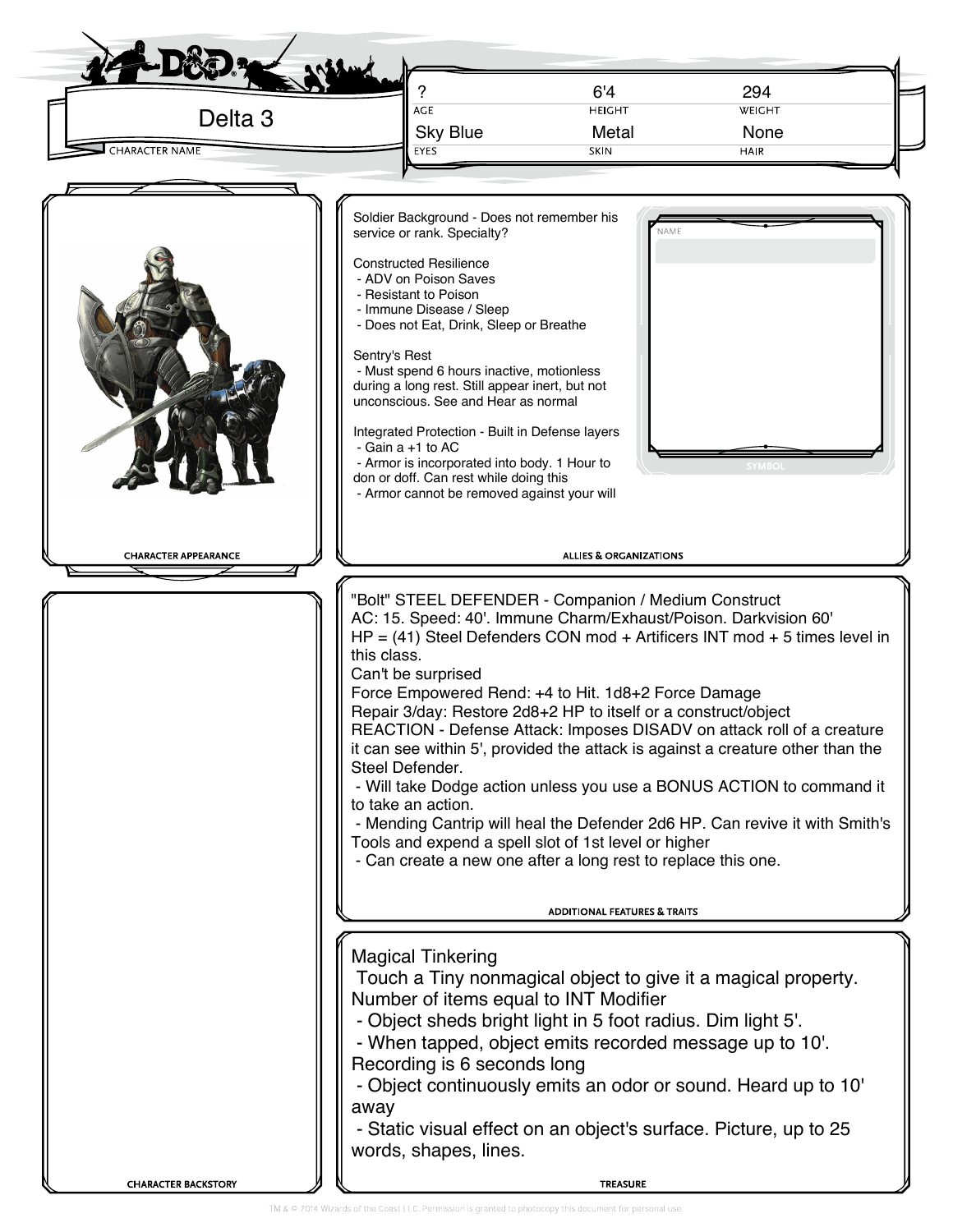# Delta 3

CHARACTER NAME

| AGE | HEIGHT | WEIGHT |
| --- | --- | --- |
| ? | 6'4 | 294 |

| EYES | SKIN | HAIR |
| --- | --- | --- |
| Sky Blue | Metal | None |

CHARACTER APPEARANCE

## ALLIES & ORGANIZATIONS

Soldier Background - Does not remember his service or rank. Specialty?

Constructed Resilience
- ADV on Poison Saves
- Resistant to Poison
- Immune Disease / Sleep
- Does not Eat, Drink, Sleep or Breathe

Sentry's Rest
- Must spend 6 hours inactive, motionless during a long rest. Still appear inert, but not unconscious. See and Hear as normal

Integrated Protection - Built in Defense layers
- Gain a +1 to AC
- Armor is incorporated into body. 1 Hour to don or doff. Can rest while doing this
- Armor cannot be removed against your will

NAME

SYMBOL

## CHARACTER BACKSTORY

## ADDITIONAL FEATURES & TRAITS

"Bolt" STEEL DEFENDER - Companion / Medium Construct

AC: 15. Speed: 40'. Immune Charm/Exhaust/Poison. Darkvision 60'

HP = (41) Steel Defenders CON mod + Artificers INT mod + 5 times level in this class.

Can't be surprised

Force Empowered Rend: +4 to Hit. 1d8+2 Force Damage

Repair 3/day: Restore 2d8+2 HP to itself or a construct/object

REACTION - Defense Attack: Imposes DISADV on attack roll of a creature it can see within 5', provided the attack is against a creature other than the Steel Defender.
- Will take Dodge action unless you use a BONUS ACTION to command it to take an action.
- Mending Cantrip will heal the Defender 2d6 HP. Can revive it with Smith's Tools and expend a spell slot of 1st level or higher
- Can create a new one after a long rest to replace this one.

## TREASURE

Magical Tinkering

Touch a Tiny nonmagical object to give it a magical property. Number of items equal to INT Modifier
- Object sheds bright light in 5 foot radius. Dim light 5'.
- When tapped, object emits recorded message up to 10'. Recording is 6 seconds long
- Object continuously emits an odor or sound. Heard up to 10' away
- Static visual effect on an object's surface. Picture, up to 25 words, shapes, lines.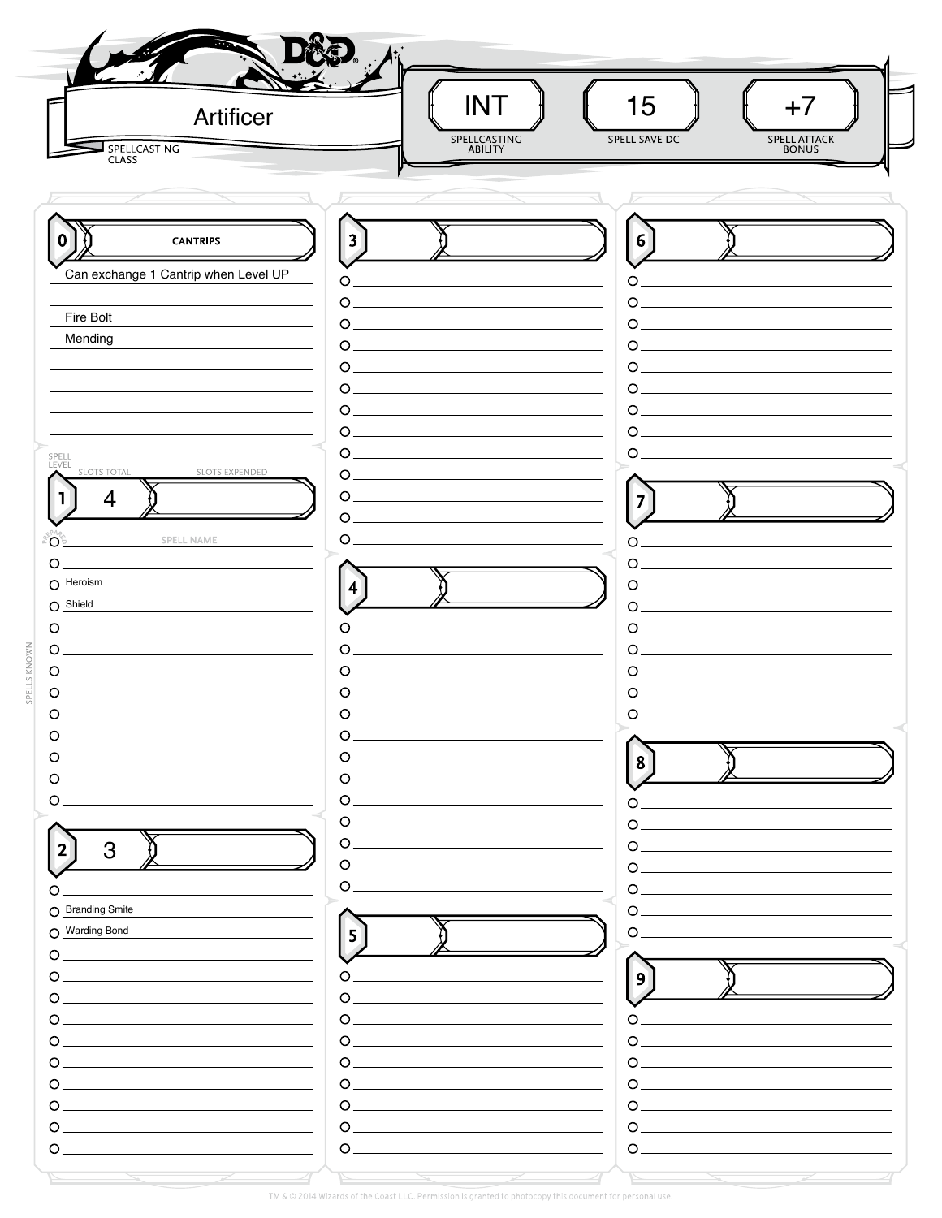# Artificer

SPELLCASTING CLASS

| SPELLCASTING ABILITY | SPELL SAVE DC | SPELL ATTACK BONUS |
| --- | --- | --- |
| INT | 15 | +7 |

## 0 — CANTRIPS

Can exchange 1 Cantrip when Level UP

- Fire Bolt
- Mending

## 1

SPELL LEVEL: 1 — SLOTS TOTAL: 4 — SLOTS EXPENDED:

PREPARED / SPELL NAME

- Heroism
- Shield

## 2

SPELL LEVEL: 2 — SLOTS TOTAL: 3 — SLOTS EXPENDED:

- Branding Smite
- Warding Bond

## 3

## 4

## 5

## 6

## 7

## 8

## 9

SPELLS KNOWN

TM & © 2014 Wizards of the Coast LLC. Permission is granted to photocopy this document for personal use.